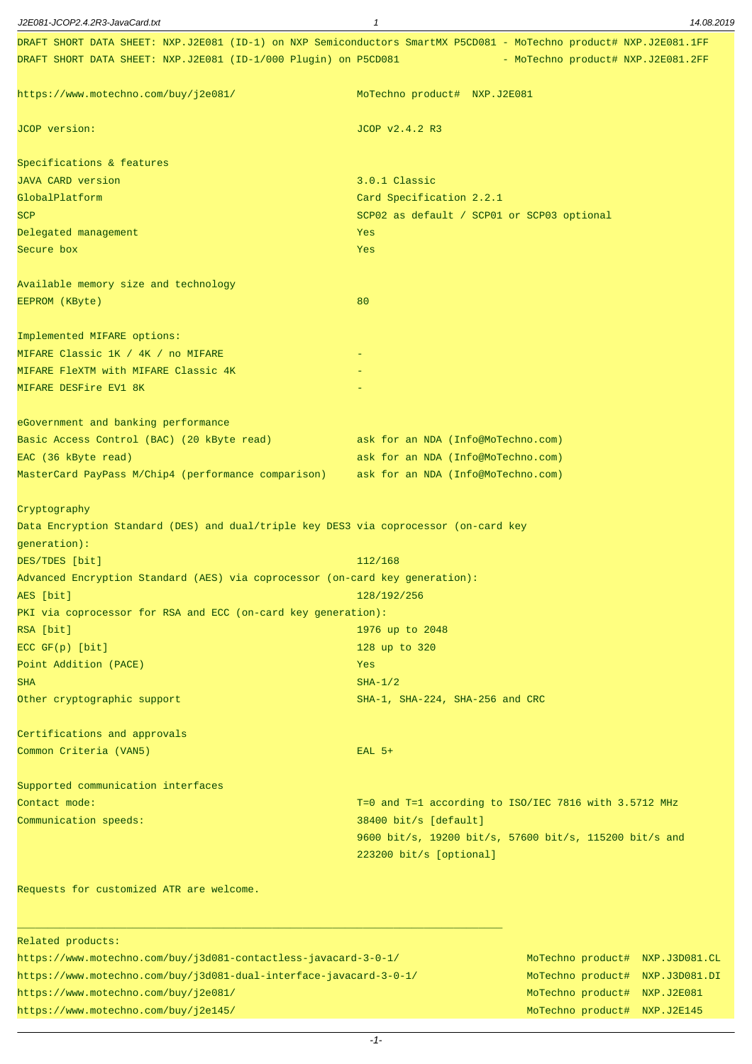DRAFT SHORT DATA SHEET: NXP.J2E081 (ID-1) on NXP Semiconductors SmartMX P5CD081 - MoTechno product# NXP.J2E081.1FF
DRAFT SHORT DATA SHEET: NXP.J2E081 (ID-1/000 Plugin) on P5CD081 - MoTechno product# NXP.J2E081.2FF

| | |
|---|---|
| https://www.motechno.com/buy/j2e081/ | MoTechno product# NXP.J2E081 |
| JCOP version: | JCOP v2.4.2 R3 |
| **Specifications & features** | |
| JAVA CARD version | 3.0.1 Classic |
| GlobalPlatform | Card Specification 2.2.1 |
| SCP | SCP02 as default / SCP01 or SCP03 optional |
| Delegated management | Yes |
| Secure box | Yes |
| **Available memory size and technology** | |
| EEPROM (KByte) | 80 |
| **Implemented MIFARE options:** | |
| MIFARE Classic 1K / 4K / no MIFARE | - |
| MIFARE FleXTM with MIFARE Classic 4K | - |
| MIFARE DESFire EV1 8K | - |
| **eGovernment and banking performance** | |
| Basic Access Control (BAC) (20 kByte read) | ask for an NDA (Info@MoTechno.com) |
| EAC (36 kByte read) | ask for an NDA (Info@MoTechno.com) |
| MasterCard PayPass M/Chip4 (performance comparison) | ask for an NDA (Info@MoTechno.com) |
| **Cryptography** | |
| Data Encryption Standard (DES) and dual/triple key DES3 via coprocessor (on-card key generation): | |
| DES/TDES [bit] | 112/168 |
| Advanced Encryption Standard (AES) via coprocessor (on-card key generation): | |
| AES [bit] | 128/192/256 |
| PKI via coprocessor for RSA and ECC (on-card key generation): | |
| RSA [bit] | 1976 up to 2048 |
| ECC GF(p) [bit] | 128 up to 320 |
| Point Addition (PACE) | Yes |
| SHA | SHA-1/2 |
| Other cryptographic support | SHA-1, SHA-224, SHA-256 and CRC |
| **Certifications and approvals** | |
| Common Criteria (VAN5) | EAL 5+ |
| **Supported communication interfaces** | |
| Contact mode: | T=0 and T=1 according to ISO/IEC 7816 with 3.5712 MHz |
| Communication speeds: | 38400 bit/s [default]<br>9600 bit/s, 19200 bit/s, 57600 bit/s, 115200 bit/s and 223200 bit/s [optional] |

Requests for customized ATR are welcome.

---

Related products:

| | |
|---|---|
| https://www.motechno.com/buy/j3d081-contactless-javacard-3-0-1/ | MoTechno product# NXP.J3D081.CL |
| https://www.motechno.com/buy/j3d081-dual-interface-javacard-3-0-1/ | MoTechno product# NXP.J3D081.DI |
| https://www.motechno.com/buy/j2e081/ | MoTechno product# NXP.J2E081 |
| https://www.motechno.com/buy/j2e145/ | MoTechno product# NXP.J2E145 |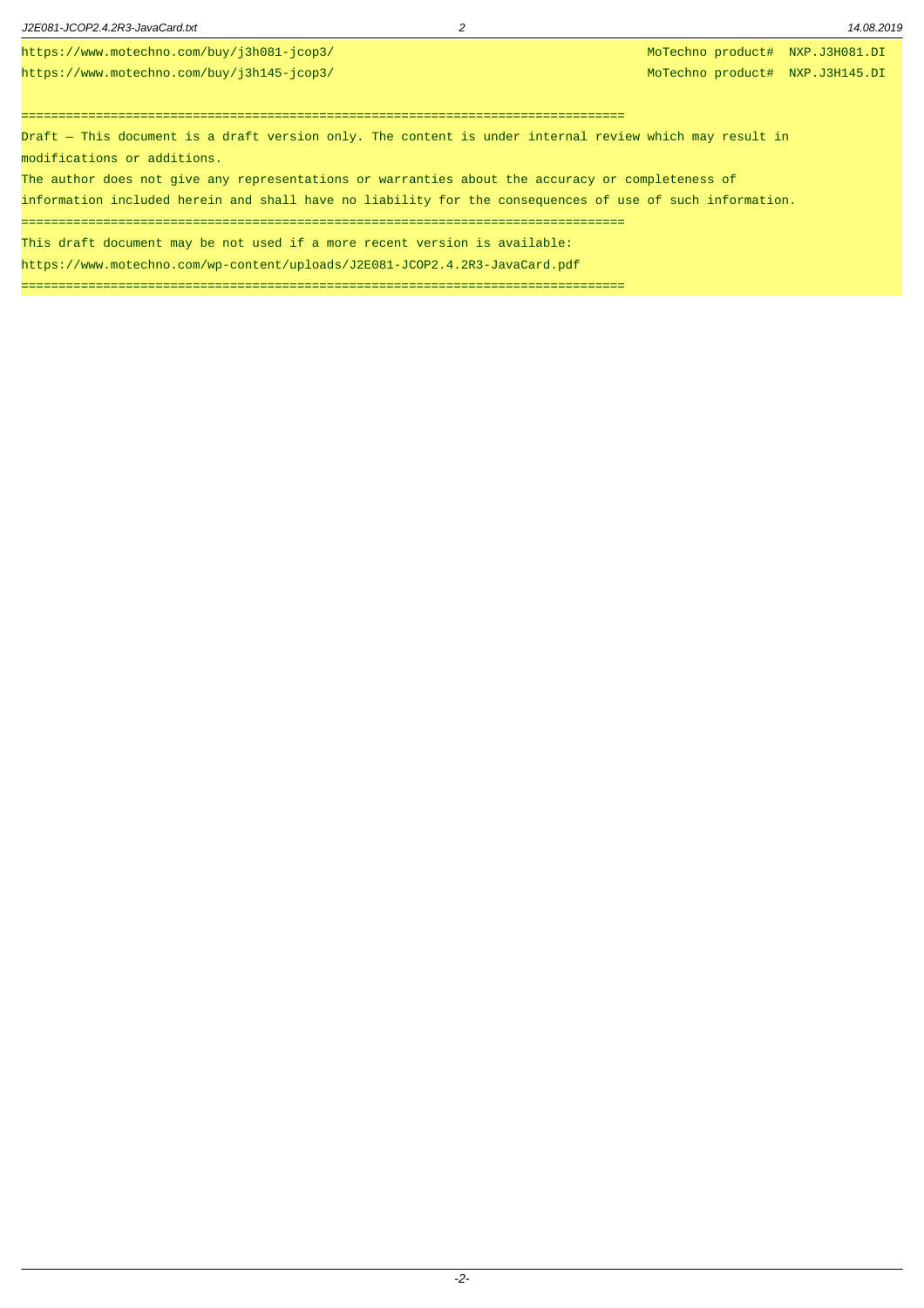https://www.motechno.com/buy/j3h081-jcop3/ MoTechno product# NXP.J3H081.DI

https://www.motechno.com/buy/j3h145-jcop3/ MoTechno product# NXP.J3H145.DI

==============================================================================

Draft — This document is a draft version only. The content is under internal review which may result in modifications or additions.

The author does not give any representations or warranties about the accuracy or completeness of information included herein and shall have no liability for the consequences of use of such information.

==============================================================================

This draft document may be not used if a more recent version is available:

https://www.motechno.com/wp-content/uploads/J2E081-JCOP2.4.2R3-JavaCard.pdf

==============================================================================